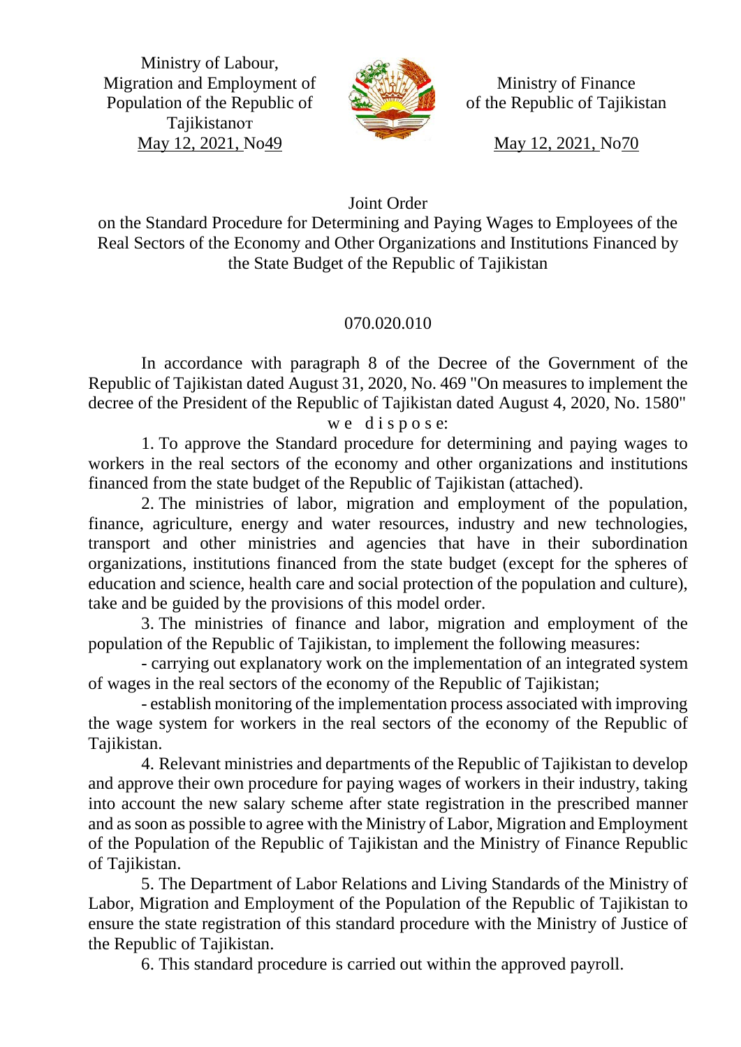Ministry of Labour, Migration and Employment of Population of the Republic of Tajikistanот
May 12, 2021, No49

Ministry of Finance of the Republic of Tajikistan
May 12, 2021, No70

# Joint Order

## on the Standard Procedure for Determining and Paying Wages to Employees of the Real Sectors of the Economy and Other Organizations and Institutions Financed by the State Budget of the Republic of Tajikistan

070.020.010

In accordance with paragraph 8 of the Decree of the Government of the Republic of Tajikistan dated August 31, 2020, No. 469 "On measures to implement the decree of the President of the Republic of Tajikistan dated August 4, 2020, No. 1580" w e d i s p o s e:

1. To approve the Standard procedure for determining and paying wages to workers in the real sectors of the economy and other organizations and institutions financed from the state budget of the Republic of Tajikistan (attached).

2. The ministries of labor, migration and employment of the population, finance, agriculture, energy and water resources, industry and new technologies, transport and other ministries and agencies that have in their subordination organizations, institutions financed from the state budget (except for the spheres of education and science, health care and social protection of the population and culture), take and be guided by the provisions of this model order.

3. The ministries of finance and labor, migration and employment of the population of the Republic of Tajikistan, to implement the following measures:

- carrying out explanatory work on the implementation of an integrated system of wages in the real sectors of the economy of the Republic of Tajikistan;
- establish monitoring of the implementation process associated with improving the wage system for workers in the real sectors of the economy of the Republic of Tajikistan.

4. Relevant ministries and departments of the Republic of Tajikistan to develop and approve their own procedure for paying wages of workers in their industry, taking into account the new salary scheme after state registration in the prescribed manner and as soon as possible to agree with the Ministry of Labor, Migration and Employment of the Population of the Republic of Tajikistan and the Ministry of Finance Republic of Tajikistan.

5. The Department of Labor Relations and Living Standards of the Ministry of Labor, Migration and Employment of the Population of the Republic of Tajikistan to ensure the state registration of this standard procedure with the Ministry of Justice of the Republic of Tajikistan.

6. This standard procedure is carried out within the approved payroll.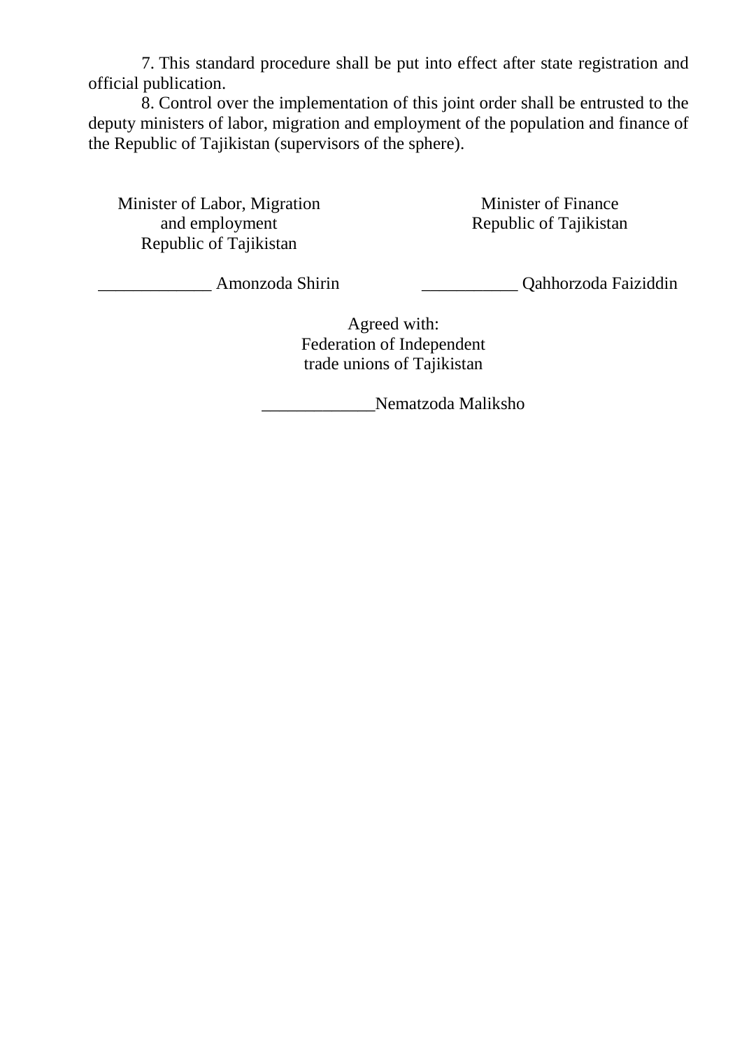7. This standard procedure shall be put into effect after state registration and official publication.

8. Control over the implementation of this joint order shall be entrusted to the deputy ministers of labor, migration and employment of the population and finance of the Republic of Tajikistan (supervisors of the sphere).

| Minister of Labor, Migration and employment Republic of Tajikistan | Minister of Finance Republic of Tajikistan |
|---|---|
| _____________ Amonzoda Shirin | ___________ Qahhorzoda Faiziddin |

Agreed with:
Federation of Independent
trade unions of Tajikistan

_____________Nematzoda Maliksho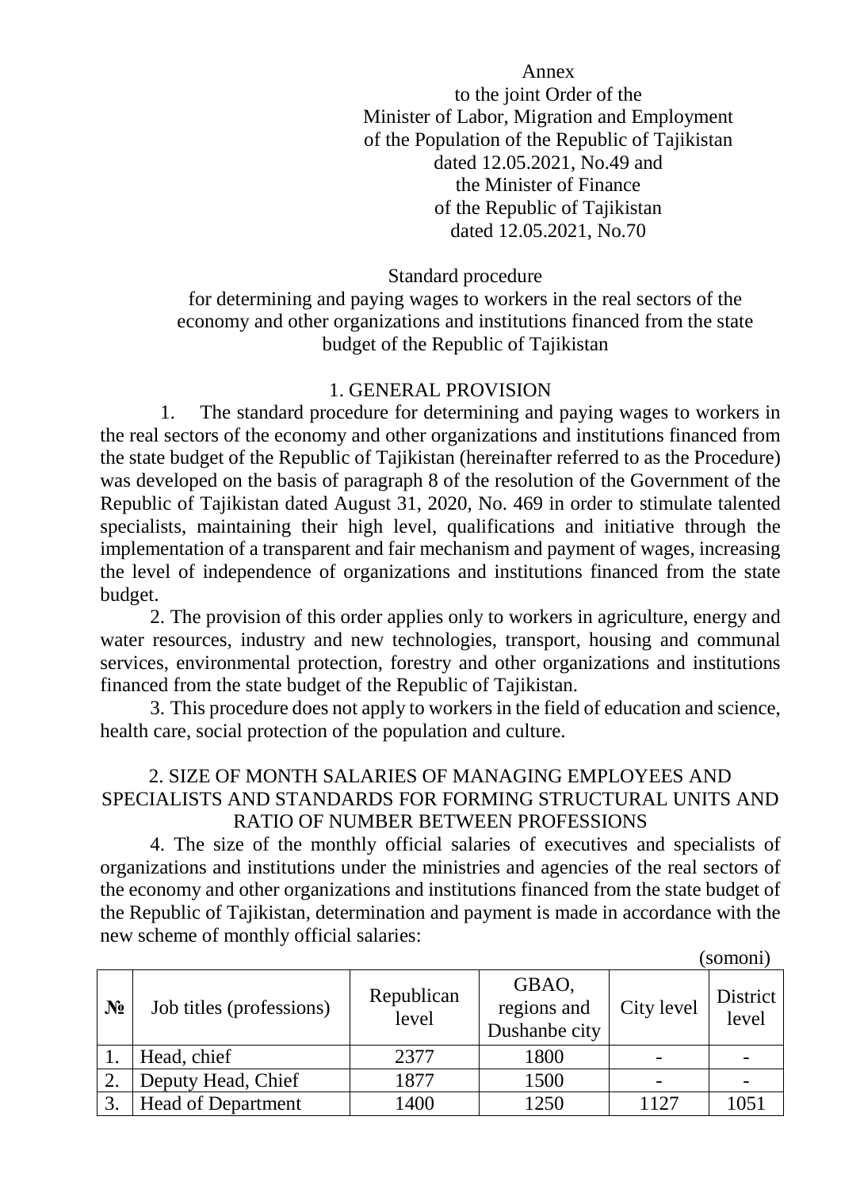Annex
to the joint Order of the
Minister of Labor, Migration and Employment
of the Population of the Republic of Tajikistan
dated 12.05.2021, No.49 and
the Minister of Finance
of the Republic of Tajikistan
dated 12.05.2021, No.70

Standard procedure
for determining and paying wages to workers in the real sectors of the economy and other organizations and institutions financed from the state budget of the Republic of Tajikistan

## 1. GENERAL PROVISION

1. The standard procedure for determining and paying wages to workers in the real sectors of the economy and other organizations and institutions financed from the state budget of the Republic of Tajikistan (hereinafter referred to as the Procedure) was developed on the basis of paragraph 8 of the resolution of the Government of the Republic of Tajikistan dated August 31, 2020, No. 469 in order to stimulate talented specialists, maintaining their high level, qualifications and initiative through the implementation of a transparent and fair mechanism and payment of wages, increasing the level of independence of organizations and institutions financed from the state budget.

2. The provision of this order applies only to workers in agriculture, energy and water resources, industry and new technologies, transport, housing and communal services, environmental protection, forestry and other organizations and institutions financed from the state budget of the Republic of Tajikistan.

3. This procedure does not apply to workers in the field of education and science, health care, social protection of the population and culture.

## 2. SIZE OF MONTH SALARIES OF MANAGING EMPLOYEES AND SPECIALISTS AND STANDARDS FOR FORMING STRUCTURAL UNITS AND RATIO OF NUMBER BETWEEN PROFESSIONS

4. The size of the monthly official salaries of executives and specialists of organizations and institutions under the ministries and agencies of the real sectors of the economy and other organizations and institutions financed from the state budget of the Republic of Tajikistan, determination and payment is made in accordance with the new scheme of monthly official salaries:

(somoni)

| № | Job titles (professions) | Republican level | GBAO, regions and Dushanbe city | City level | District level |
|---|---|---|---|---|---|
| 1. | Head, chief | 2377 | 1800 | - | - |
| 2. | Deputy Head, Chief | 1877 | 1500 | - | - |
| 3. | Head of Department | 1400 | 1250 | 1127 | 1051 |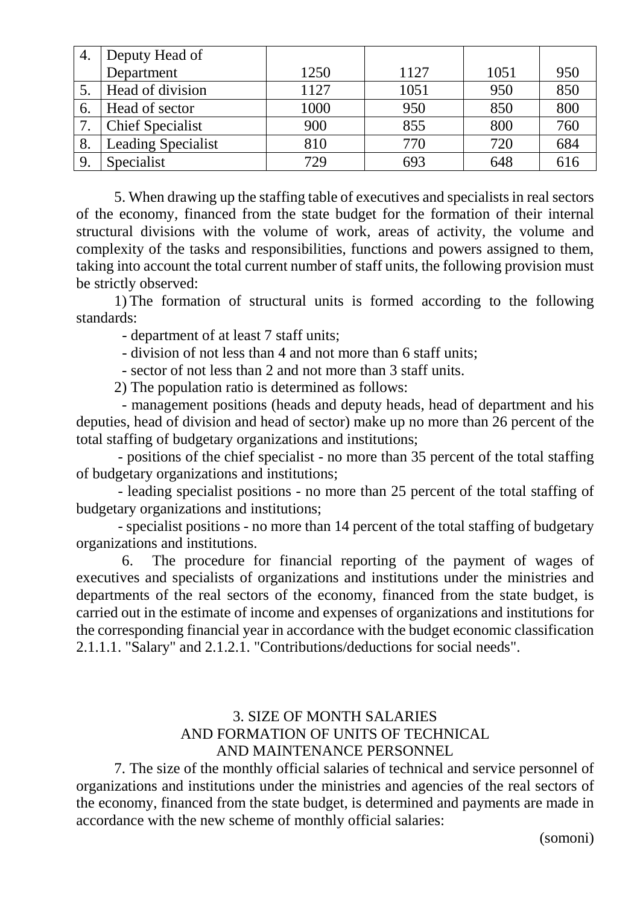| 4. | Deputy Head of Department | 1250 | 1127 | 1051 | 950 |
|---|---|---|---|---|---|
| 5. | Head of division | 1127 | 1051 | 950 | 850 |
| 6. | Head of sector | 1000 | 950 | 850 | 800 |
| 7. | Chief Specialist | 900 | 855 | 800 | 760 |
| 8. | Leading Specialist | 810 | 770 | 720 | 684 |
| 9. | Specialist | 729 | 693 | 648 | 616 |

5. When drawing up the staffing table of executives and specialists in real sectors of the economy, financed from the state budget for the formation of their internal structural divisions with the volume of work, areas of activity, the volume and complexity of the tasks and responsibilities, functions and powers assigned to them, taking into account the total current number of staff units, the following provision must be strictly observed:

1) The formation of structural units is formed according to the following standards:

- department of at least 7 staff units;
- division of not less than 4 and not more than 6 staff units;
- sector of not less than 2 and not more than 3 staff units.

2) The population ratio is determined as follows:

- management positions (heads and deputy heads, head of department and his deputies, head of division and head of sector) make up no more than 26 percent of the total staffing of budgetary organizations and institutions;
- positions of the chief specialist - no more than 35 percent of the total staffing of budgetary organizations and institutions;
- leading specialist positions - no more than 25 percent of the total staffing of budgetary organizations and institutions;
- specialist positions - no more than 14 percent of the total staffing of budgetary organizations and institutions.

6. The procedure for financial reporting of the payment of wages of executives and specialists of organizations and institutions under the ministries and departments of the real sectors of the economy, financed from the state budget, is carried out in the estimate of income and expenses of organizations and institutions for the corresponding financial year in accordance with the budget economic classification 2.1.1.1. "Salary" and 2.1.2.1. "Contributions/deductions for social needs".

## 3. SIZE OF MONTH SALARIES AND FORMATION OF UNITS OF TECHNICAL AND MAINTENANCE PERSONNEL

7. The size of the monthly official salaries of technical and service personnel of organizations and institutions under the ministries and agencies of the real sectors of the economy, financed from the state budget, is determined and payments are made in accordance with the new scheme of monthly official salaries:

(somoni)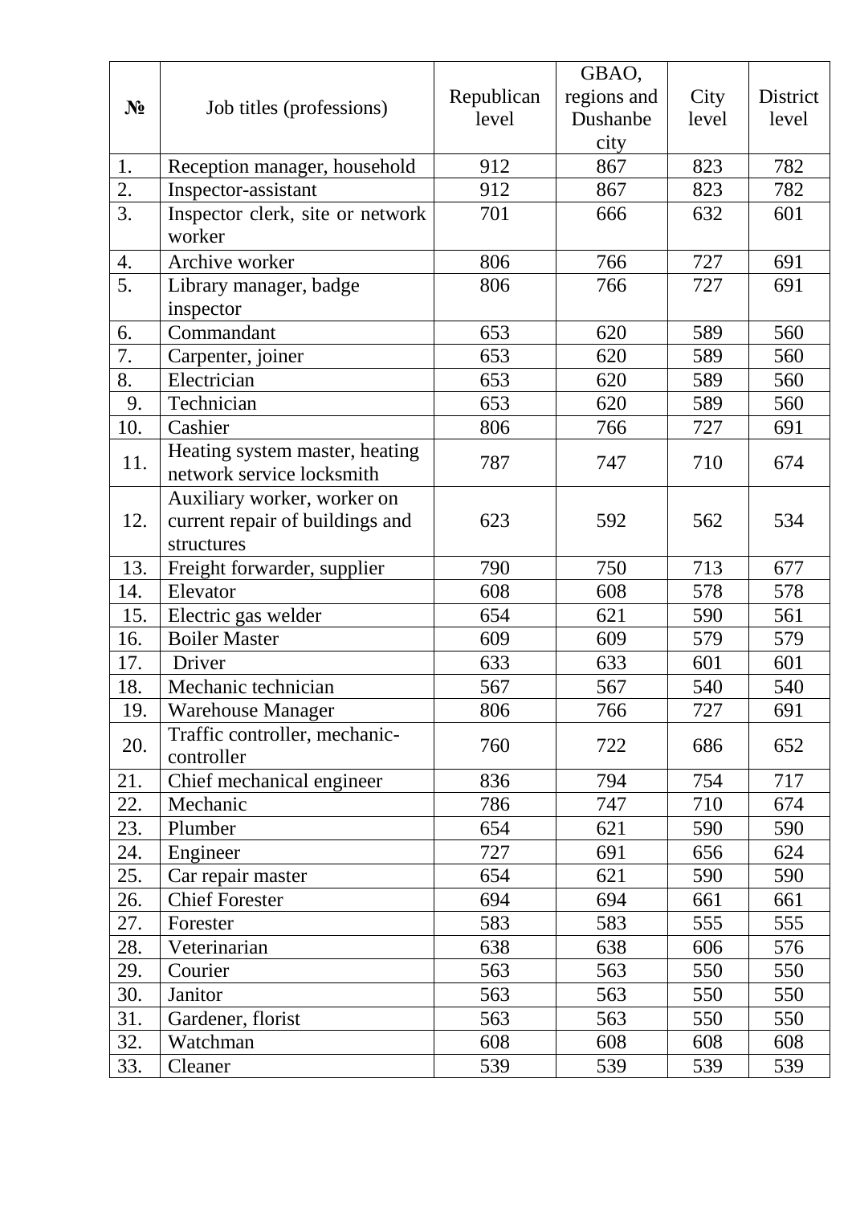| № | Job titles (professions) | Republican level | GBAO, regions and Dushanbe city | City level | District level |
|---|---|---|---|---|---|
| 1. | Reception manager, household | 912 | 867 | 823 | 782 |
| 2. | Inspector-assistant | 912 | 867 | 823 | 782 |
| 3. | Inspector clerk, site or network worker | 701 | 666 | 632 | 601 |
| 4. | Archive worker | 806 | 766 | 727 | 691 |
| 5. | Library manager, badge inspector | 806 | 766 | 727 | 691 |
| 6. | Commandant | 653 | 620 | 589 | 560 |
| 7. | Carpenter, joiner | 653 | 620 | 589 | 560 |
| 8. | Electrician | 653 | 620 | 589 | 560 |
| 9. | Technician | 653 | 620 | 589 | 560 |
| 10. | Cashier | 806 | 766 | 727 | 691 |
| 11. | Heating system master, heating network service locksmith | 787 | 747 | 710 | 674 |
| 12. | Auxiliary worker, worker on current repair of buildings and structures | 623 | 592 | 562 | 534 |
| 13. | Freight forwarder, supplier | 790 | 750 | 713 | 677 |
| 14. | Elevator | 608 | 608 | 578 | 578 |
| 15. | Electric gas welder | 654 | 621 | 590 | 561 |
| 16. | Boiler Master | 609 | 609 | 579 | 579 |
| 17. | Driver | 633 | 633 | 601 | 601 |
| 18. | Mechanic technician | 567 | 567 | 540 | 540 |
| 19. | Warehouse Manager | 806 | 766 | 727 | 691 |
| 20. | Traffic controller, mechanic-controller | 760 | 722 | 686 | 652 |
| 21. | Chief mechanical engineer | 836 | 794 | 754 | 717 |
| 22. | Mechanic | 786 | 747 | 710 | 674 |
| 23. | Plumber | 654 | 621 | 590 | 590 |
| 24. | Engineer | 727 | 691 | 656 | 624 |
| 25. | Car repair master | 654 | 621 | 590 | 590 |
| 26. | Chief Forester | 694 | 694 | 661 | 661 |
| 27. | Forester | 583 | 583 | 555 | 555 |
| 28. | Veterinarian | 638 | 638 | 606 | 576 |
| 29. | Courier | 563 | 563 | 550 | 550 |
| 30. | Janitor | 563 | 563 | 550 | 550 |
| 31. | Gardener, florist | 563 | 563 | 550 | 550 |
| 32. | Watchman | 608 | 608 | 608 | 608 |
| 33. | Cleaner | 539 | 539 | 539 | 539 |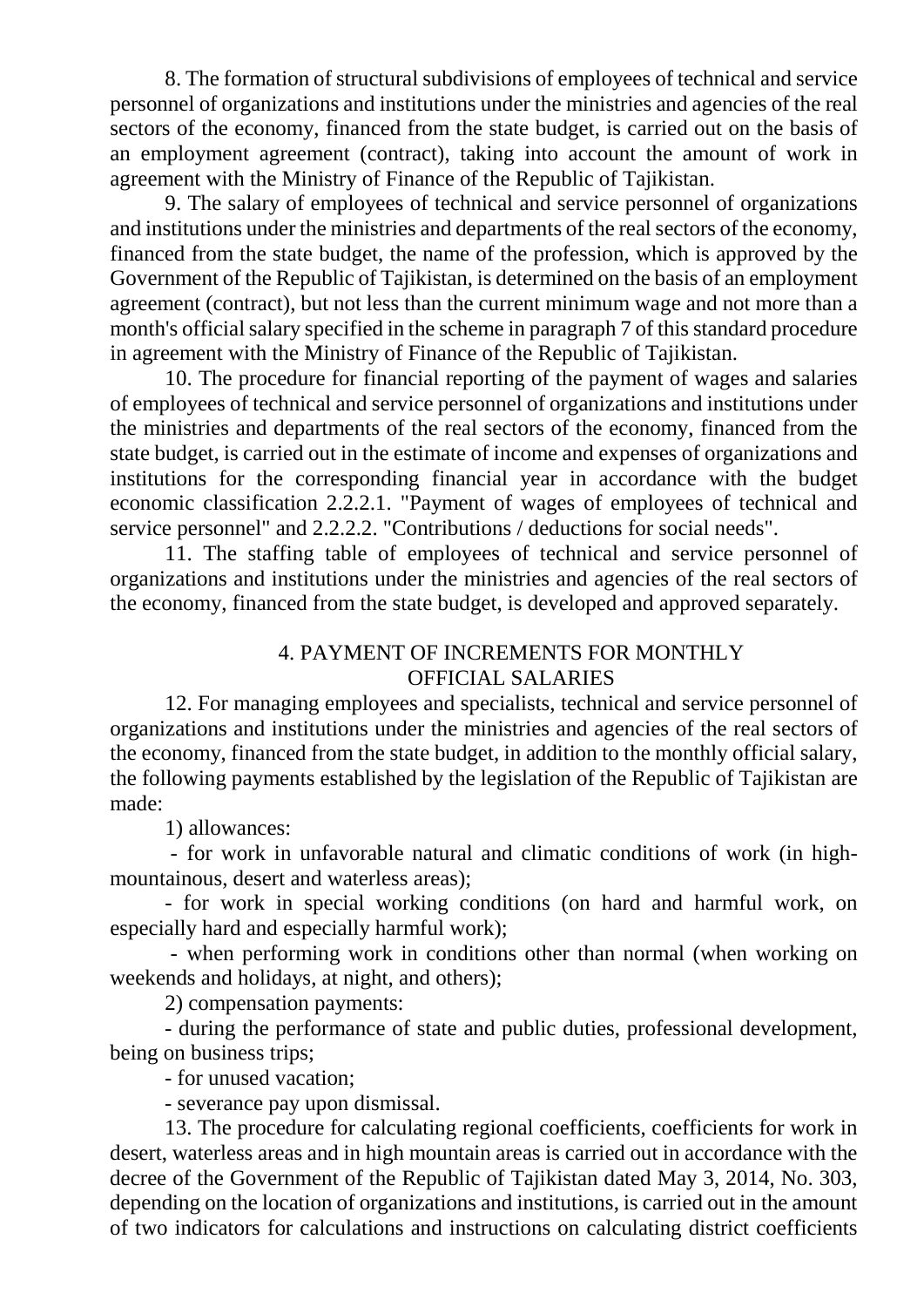8. The formation of structural subdivisions of employees of technical and service personnel of organizations and institutions under the ministries and agencies of the real sectors of the economy, financed from the state budget, is carried out on the basis of an employment agreement (contract), taking into account the amount of work in agreement with the Ministry of Finance of the Republic of Tajikistan.

9. The salary of employees of technical and service personnel of organizations and institutions under the ministries and departments of the real sectors of the economy, financed from the state budget, the name of the profession, which is approved by the Government of the Republic of Tajikistan, is determined on the basis of an employment agreement (contract), but not less than the current minimum wage and not more than a month's official salary specified in the scheme in paragraph 7 of this standard procedure in agreement with the Ministry of Finance of the Republic of Tajikistan.

10. The procedure for financial reporting of the payment of wages and salaries of employees of technical and service personnel of organizations and institutions under the ministries and departments of the real sectors of the economy, financed from the state budget, is carried out in the estimate of income and expenses of organizations and institutions for the corresponding financial year in accordance with the budget economic classification 2.2.2.1. "Payment of wages of employees of technical and service personnel" and 2.2.2.2. "Contributions / deductions for social needs".

11. The staffing table of employees of technical and service personnel of organizations and institutions under the ministries and agencies of the real sectors of the economy, financed from the state budget, is developed and approved separately.

## 4. PAYMENT OF INCREMENTS FOR MONTHLY OFFICIAL SALARIES

12. For managing employees and specialists, technical and service personnel of organizations and institutions under the ministries and agencies of the real sectors of the economy, financed from the state budget, in addition to the monthly official salary, the following payments established by the legislation of the Republic of Tajikistan are made:

1) allowances:

- for work in unfavorable natural and climatic conditions of work (in high-mountainous, desert and waterless areas);
- for work in special working conditions (on hard and harmful work, on especially hard and especially harmful work);
- when performing work in conditions other than normal (when working on weekends and holidays, at night, and others);

2) compensation payments:

- during the performance of state and public duties, professional development, being on business trips;
- for unused vacation;
- severance pay upon dismissal.

13. The procedure for calculating regional coefficients, coefficients for work in desert, waterless areas and in high mountain areas is carried out in accordance with the decree of the Government of the Republic of Tajikistan dated May 3, 2014, No. 303, depending on the location of organizations and institutions, is carried out in the amount of two indicators for calculations and instructions on calculating district coefficients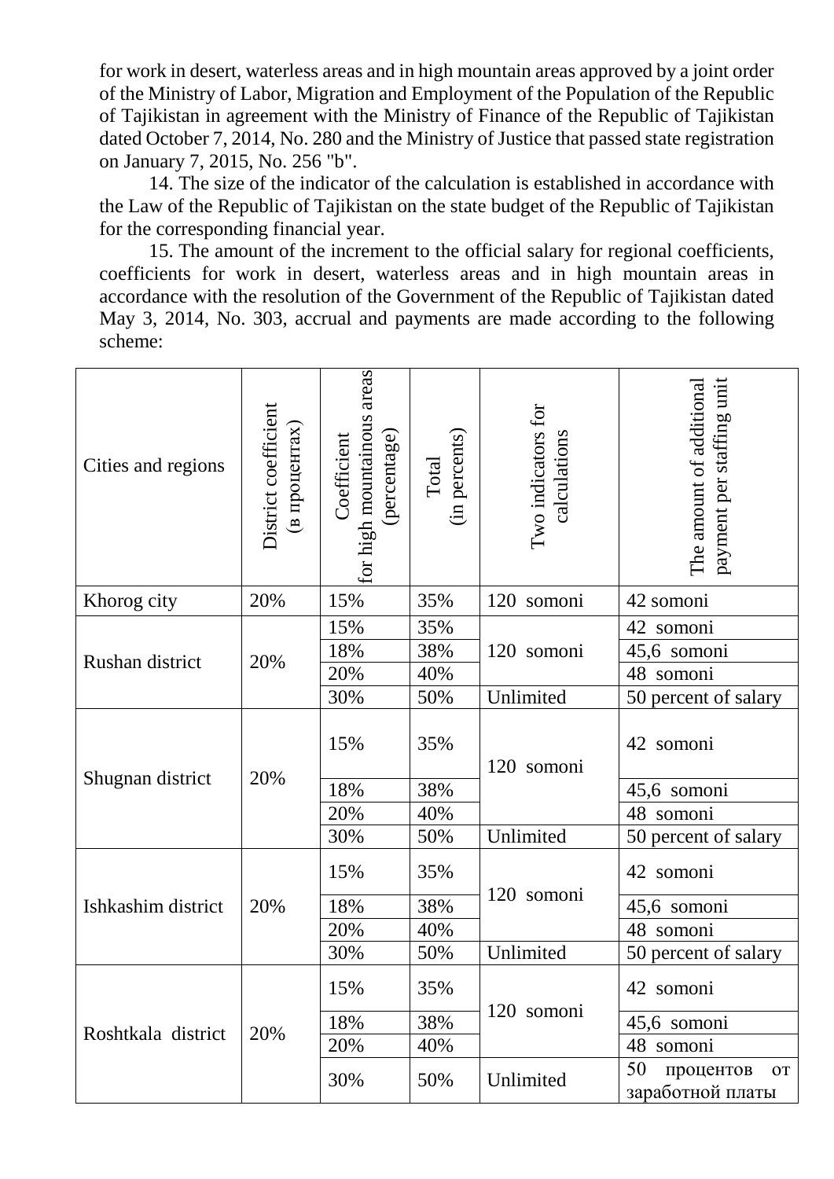for work in desert, waterless areas and in high mountain areas approved by a joint order of the Ministry of Labor, Migration and Employment of the Population of the Republic of Tajikistan in agreement with the Ministry of Finance of the Republic of Tajikistan dated October 7, 2014, No. 280 and the Ministry of Justice that passed state registration on January 7, 2015, No. 256 "b".

14. The size of the indicator of the calculation is established in accordance with the Law of the Republic of Tajikistan on the state budget of the Republic of Tajikistan for the corresponding financial year.

15. The amount of the increment to the official salary for regional coefficients, coefficients for work in desert, waterless areas and in high mountain areas in accordance with the resolution of the Government of the Republic of Tajikistan dated May 3, 2014, No. 303, accrual and payments are made according to the following scheme:

| Cities and regions | District coefficient (в процентах) | Coefficient for high mountainous areas (percentage) | Total (in percents) | Two indicators for calculations | The amount of additional payment per staffing unit |
|---|---|---|---|---|---|
| Khorog city | 20% | 15% | 35% | 120 somoni | 42 somoni |
| Rushan district | 20% | 15% | 35% | 120 somoni | 42 somoni |
| | | 18% | 38% | | 45,6 somoni |
| | | 20% | 40% | | 48 somoni |
| | | 30% | 50% | Unlimited | 50 percent of salary |
| Shugnan district | 20% | 15% | 35% | 120 somoni | 42 somoni |
| | | 18% | 38% | | 45,6 somoni |
| | | 20% | 40% | | 48 somoni |
| | | 30% | 50% | Unlimited | 50 percent of salary |
| Ishkashim district | 20% | 15% | 35% | 120 somoni | 42 somoni |
| | | 18% | 38% | | 45,6 somoni |
| | | 20% | 40% | | 48 somoni |
| | | 30% | 50% | Unlimited | 50 percent of salary |
| Roshtkala district | 20% | 15% | 35% | 120 somoni | 42 somoni |
| | | 18% | 38% | | 45,6 somoni |
| | | 20% | 40% | | 48 somoni |
| | | 30% | 50% | Unlimited | 50 процентов от заработной платы |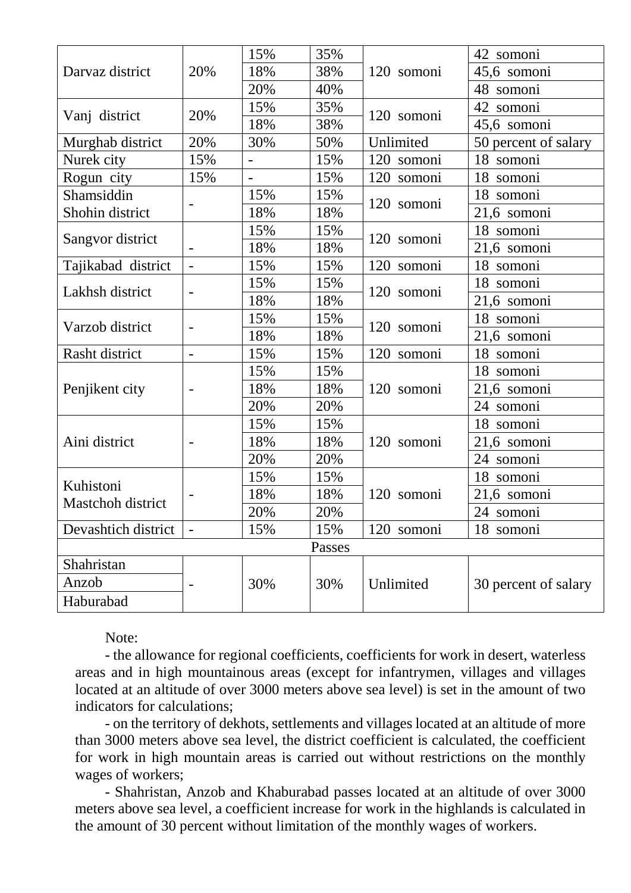| | | | | | |
|---|---|---|---|---|---|
| Darvaz district | 20% | 15% | 35% | 120 somoni | 42 somoni |
| | | 18% | 38% | | 45,6 somoni |
| | | 20% | 40% | | 48 somoni |
| Vanj district | 20% | 15% | 35% | 120 somoni | 42 somoni |
| | | 18% | 38% | | 45,6 somoni |
| Murghab district | 20% | 30% | 50% | Unlimited | 50 percent of salary |
| Nurek city | 15% | - | 15% | 120 somoni | 18 somoni |
| Rogun city | 15% | - | 15% | 120 somoni | 18 somoni |
| Shamsiddin Shohin district | - | 15% | 15% | 120 somoni | 18 somoni |
| | | 18% | 18% | | 21,6 somoni |
| Sangvor district | - | 15% | 15% | 120 somoni | 18 somoni |
| | | 18% | 18% | | 21,6 somoni |
| Tajikabad district | - | 15% | 15% | 120 somoni | 18 somoni |
| Lakhsh district | - | 15% | 15% | 120 somoni | 18 somoni |
| | | 18% | 18% | | 21,6 somoni |
| Varzob district | - | 15% | 15% | 120 somoni | 18 somoni |
| | | 18% | 18% | | 21,6 somoni |
| Rasht district | - | 15% | 15% | 120 somoni | 18 somoni |
| Penjikent city | - | 15% | 15% | 120 somoni | 18 somoni |
| | | 18% | 18% | | 21,6 somoni |
| | | 20% | 20% | | 24 somoni |
| Aini district | - | 15% | 15% | 120 somoni | 18 somoni |
| | | 18% | 18% | | 21,6 somoni |
| | | 20% | 20% | | 24 somoni |
| Kuhistoni Mastchoh district | - | 15% | 15% | 120 somoni | 18 somoni |
| | | 18% | 18% | | 21,6 somoni |
| | | 20% | 20% | | 24 somoni |
| Devashtich district | - | 15% | 15% | 120 somoni | 18 somoni |
| Passes | | | | | |
| Shahristan | - | 30% | 30% | Unlimited | 30 percent of salary |
| Anzob | | | | | |
| Haburabad | | | | | |

Note:

- the allowance for regional coefficients, coefficients for work in desert, waterless areas and in high mountainous areas (except for infantrymen, villages and villages located at an altitude of over 3000 meters above sea level) is set in the amount of two indicators for calculations;

- on the territory of dekhots, settlements and villages located at an altitude of more than 3000 meters above sea level, the district coefficient is calculated, the coefficient for work in high mountain areas is carried out without restrictions on the monthly wages of workers;

- Shahristan, Anzob and Khaburabad passes located at an altitude of over 3000 meters above sea level, a coefficient increase for work in the highlands is calculated in the amount of 30 percent without limitation of the monthly wages of workers.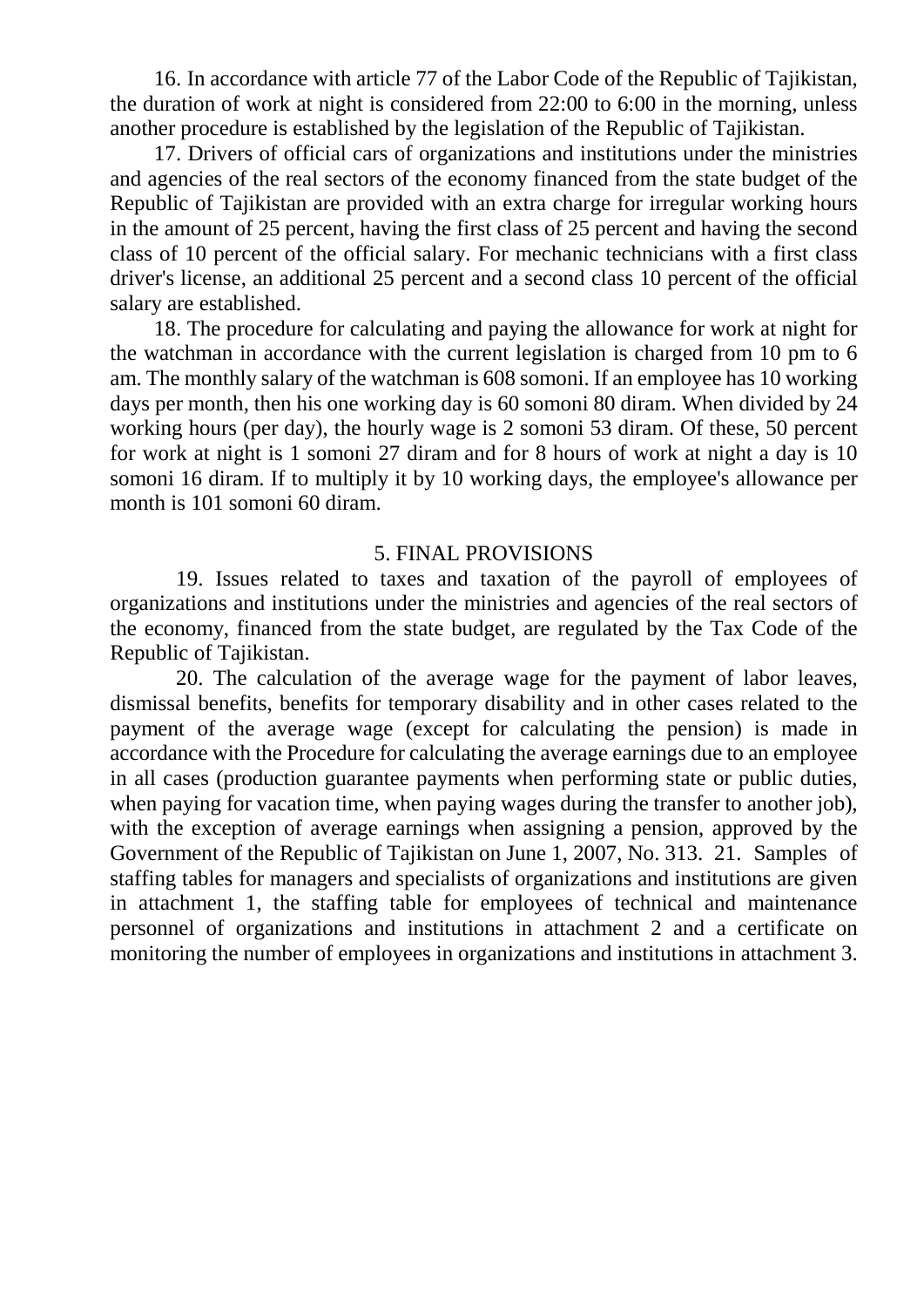16. In accordance with article 77 of the Labor Code of the Republic of Tajikistan, the duration of work at night is considered from 22:00 to 6:00 in the morning, unless another procedure is established by the legislation of the Republic of Tajikistan.

17. Drivers of official cars of organizations and institutions under the ministries and agencies of the real sectors of the economy financed from the state budget of the Republic of Tajikistan are provided with an extra charge for irregular working hours in the amount of 25 percent, having the first class of 25 percent and having the second class of 10 percent of the official salary. For mechanic technicians with a first class driver's license, an additional 25 percent and a second class 10 percent of the official salary are established.

18. The procedure for calculating and paying the allowance for work at night for the watchman in accordance with the current legislation is charged from 10 pm to 6 am. The monthly salary of the watchman is 608 somoni. If an employee has 10 working days per month, then his one working day is 60 somoni 80 diram. When divided by 24 working hours (per day), the hourly wage is 2 somoni 53 diram. Of these, 50 percent for work at night is 1 somoni 27 diram and for 8 hours of work at night a day is 10 somoni 16 diram. If to multiply it by 10 working days, the employee's allowance per month is 101 somoni 60 diram.

## 5. FINAL PROVISIONS

19. Issues related to taxes and taxation of the payroll of employees of organizations and institutions under the ministries and agencies of the real sectors of the economy, financed from the state budget, are regulated by the Tax Code of the Republic of Tajikistan.

20. The calculation of the average wage for the payment of labor leaves, dismissal benefits, benefits for temporary disability and in other cases related to the payment of the average wage (except for calculating the pension) is made in accordance with the Procedure for calculating the average earnings due to an employee in all cases (production guarantee payments when performing state or public duties, when paying for vacation time, when paying wages during the transfer to another job), with the exception of average earnings when assigning a pension, approved by the Government of the Republic of Tajikistan on June 1, 2007, No. 313. 21. Samples of staffing tables for managers and specialists of organizations and institutions are given in attachment 1, the staffing table for employees of technical and maintenance personnel of organizations and institutions in attachment 2 and a certificate on monitoring the number of employees in organizations and institutions in attachment 3.